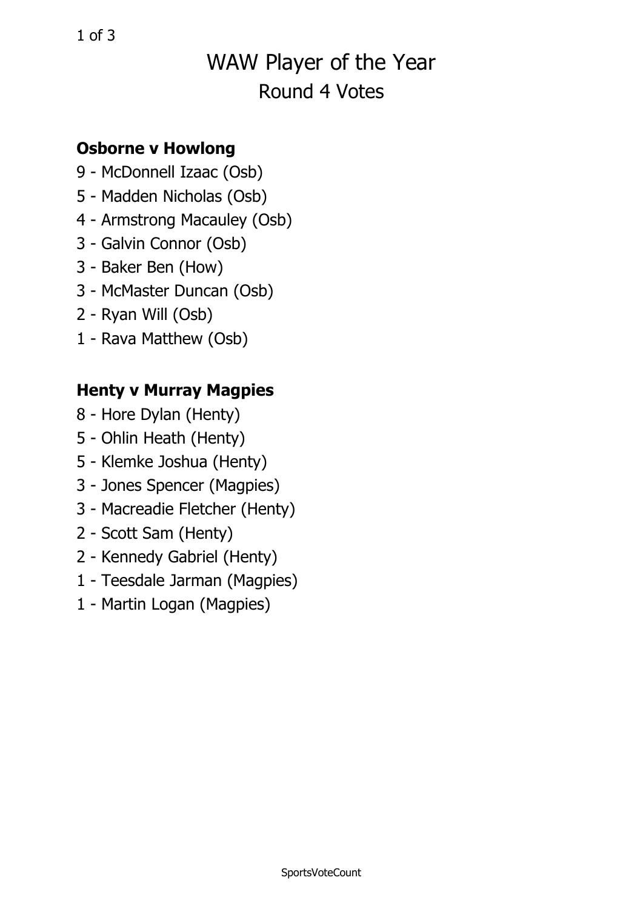# WAW Player of the Year

## Round 4 Votes

### Osborne v Howlong

- 9 - McDonnell Izaac (Osb)
- 5 - Madden Nicholas (Osb)
- 4 - Armstrong Macauley (Osb)
- 3 - Galvin Connor (Osb)
- 3 - Baker Ben (How)
- 3 - McMaster Duncan (Osb)
- 2 - Ryan Will (Osb)
- 1 - Rava Matthew (Osb)

### Henty v Murray Magpies

- 8 - Hore Dylan (Henty)
- 5 - Ohlin Heath (Henty)
- 5 - Klemke Joshua (Henty)
- 3 - Jones Spencer (Magpies)
- 3 - Macreadie Fletcher (Henty)
- 2 - Scott Sam (Henty)
- 2 - Kennedy Gabriel (Henty)
- 1 - Teesdale Jarman (Magpies)
- 1 - Martin Logan (Magpies)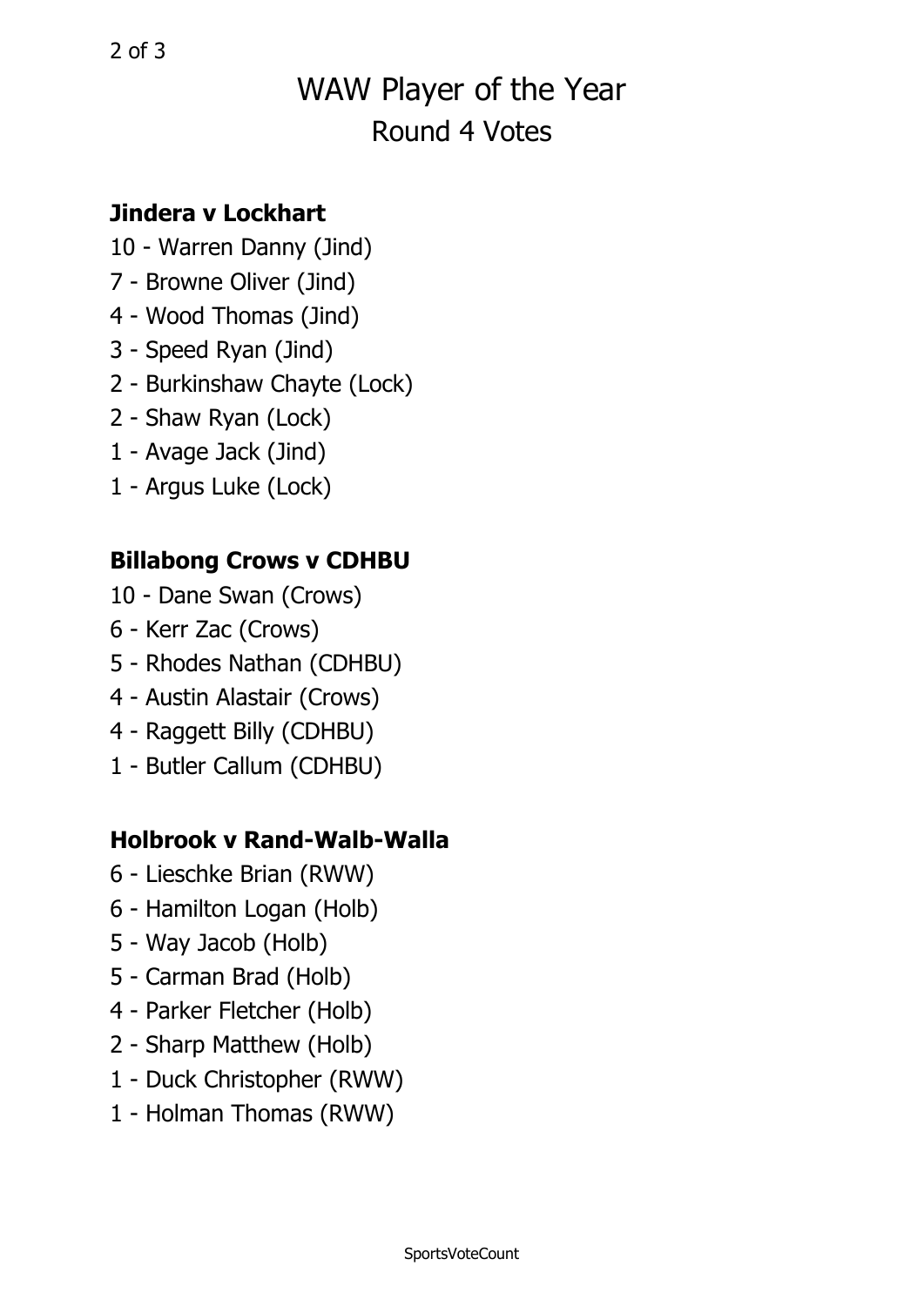# WAW Player of the Year

## Round 4 Votes

### Jindera v Lockhart

10 - Warren Danny (Jind)
7 - Browne Oliver (Jind)
4 - Wood Thomas (Jind)
3 - Speed Ryan (Jind)
2 - Burkinshaw Chayte (Lock)
2 - Shaw Ryan (Lock)
1 - Avage Jack (Jind)
1 - Argus Luke (Lock)

### Billabong Crows v CDHBU

10 - Dane Swan (Crows)
6 - Kerr Zac (Crows)
5 - Rhodes Nathan (CDHBU)
4 - Austin Alastair (Crows)
4 - Raggett Billy (CDHBU)
1 - Butler Callum (CDHBU)

### Holbrook v Rand-Walb-Walla

6 - Lieschke Brian (RWW)
6 - Hamilton Logan (Holb)
5 - Way Jacob (Holb)
5 - Carman Brad (Holb)
4 - Parker Fletcher (Holb)
2 - Sharp Matthew (Holb)
1 - Duck Christopher (RWW)
1 - Holman Thomas (RWW)

SportsVoteCount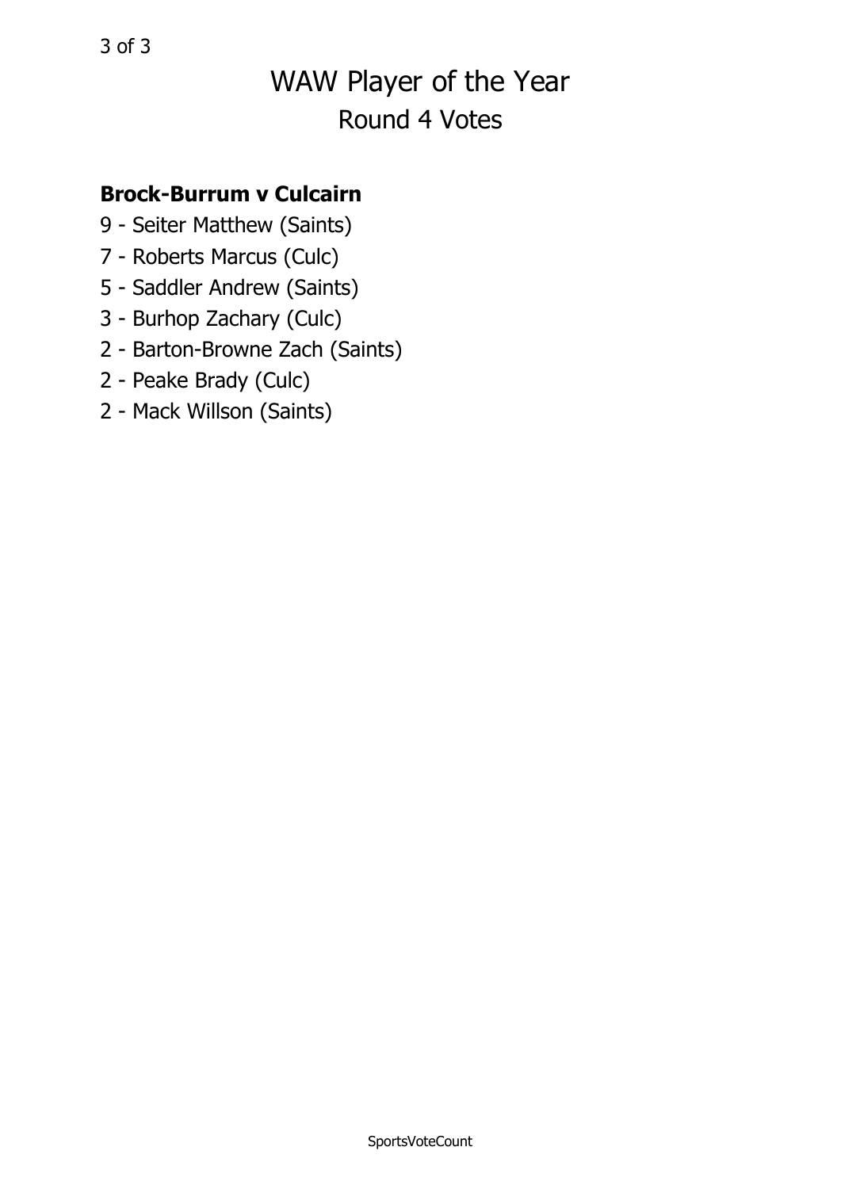# WAW Player of the Year

## Round 4 Votes

**Brock-Burrum v Culcairn**

9 - Seiter Matthew (Saints)
7 - Roberts Marcus (Culc)
5 - Saddler Andrew (Saints)
3 - Burhop Zachary (Culc)
2 - Barton-Browne Zach (Saints)
2 - Peake Brady (Culc)
2 - Mack Willson (Saints)

SportsVoteCount